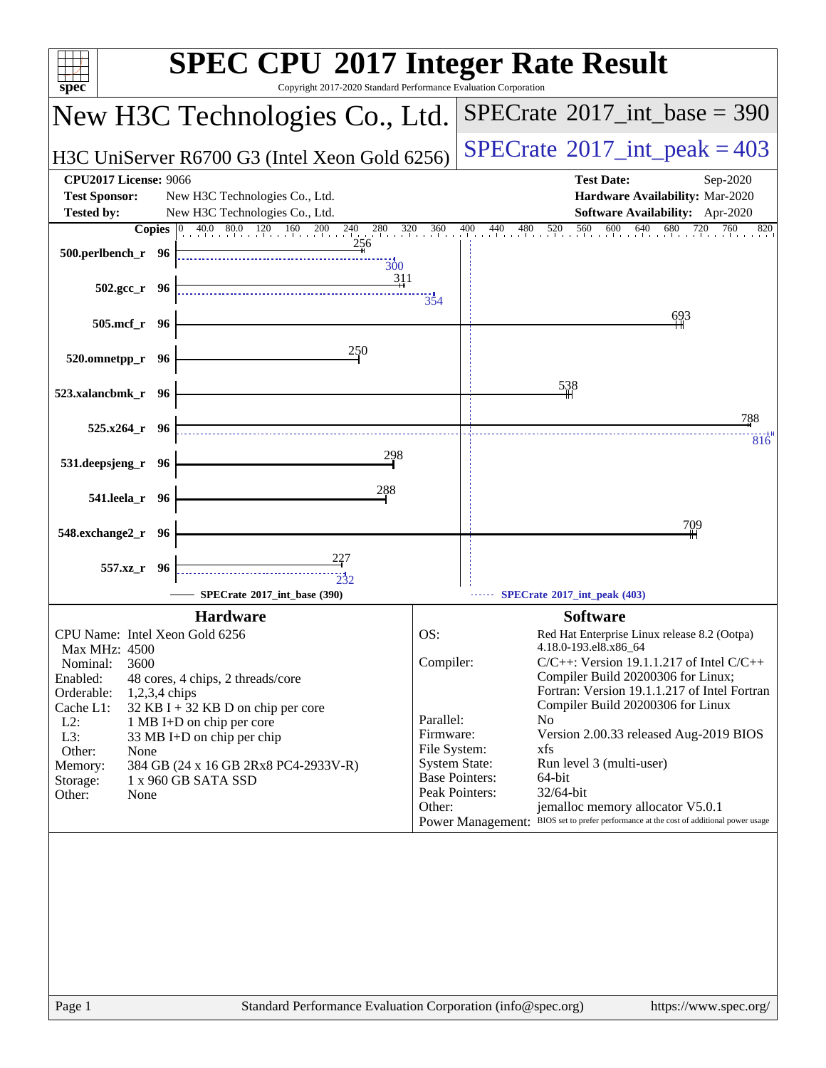# SPEC CPU 2017 Integer Rate Result

Copyright 2017-2020 Standard Performance Evaluation Corporation

## New H3C Technologies Co., Ltd.

## H3C UniServer R6700 G3 (Intel Xeon Gold 6256)

**SPECrate 2017_int_base = 390**

**SPECrate 2017_int_peak = 403**

| | | | |
|---|---|---|---|
| **CPU2017 License:** | 9066 | **Test Date:** | Sep-2020 |
| **Test Sponsor:** | New H3C Technologies Co., Ltd. | **Hardware Availability:** | Mar-2020 |
| **Tested by:** | New H3C Technologies Co., Ltd. | **Software Availability:** | Apr-2020 |

| Benchmark | Copies | Base | Peak |
|---|---|---|---|
| 500.perlbench_r | 96 | 256 | 300 |
| 502.gcc_r | 96 | 311 | 354 |
| 505.mcf_r | 96 | 693 | |
| 520.omnetpp_r | 96 | 250 | |
| 523.xalancbmk_r | 96 | 538 | |
| 525.x264_r | 96 | 788 | 816 |
| 531.deepsjeng_r | 96 | 298 | |
| 541.leela_r | 96 | 288 | |
| 548.exchange2_r | 96 | 709 | |
| 557.xz_r | 96 | 227 | 232 |

SPECrate 2017_int_base (390) — SPECrate 2017_int_peak (403)

### Hardware

| | |
|---|---|
| CPU Name: | Intel Xeon Gold 6256 |
| Max MHz: | 4500 |
| Nominal: | 3600 |
| Enabled: | 48 cores, 4 chips, 2 threads/core |
| Orderable: | 1,2,3,4 chips |
| Cache L1: | 32 KB I + 32 KB D on chip per core |
| L2: | 1 MB I+D on chip per core |
| L3: | 33 MB I+D on chip per chip |
| Other: | None |
| Memory: | 384 GB (24 x 16 GB 2Rx8 PC4-2933V-R) |
| Storage: | 1 x 960 GB SATA SSD |
| Other: | None |

### Software

| | |
|---|---|
| OS: | Red Hat Enterprise Linux release 8.2 (Ootpa) 4.18.0-193.el8.x86_64 |
| Compiler: | C/C++: Version 19.1.1.217 of Intel C/C++ Compiler Build 20200306 for Linux; Fortran: Version 19.1.1.217 of Intel Fortran Compiler Build 20200306 for Linux |
| Parallel: | No |
| Firmware: | Version 2.00.33 released Aug-2019 BIOS |
| File System: | xfs |
| System State: | Run level 3 (multi-user) |
| Base Pointers: | 64-bit |
| Peak Pointers: | 32/64-bit |
| Other: | jemalloc memory allocator V5.0.1 |
| Power Management: | BIOS set to prefer performance at the cost of additional power usage |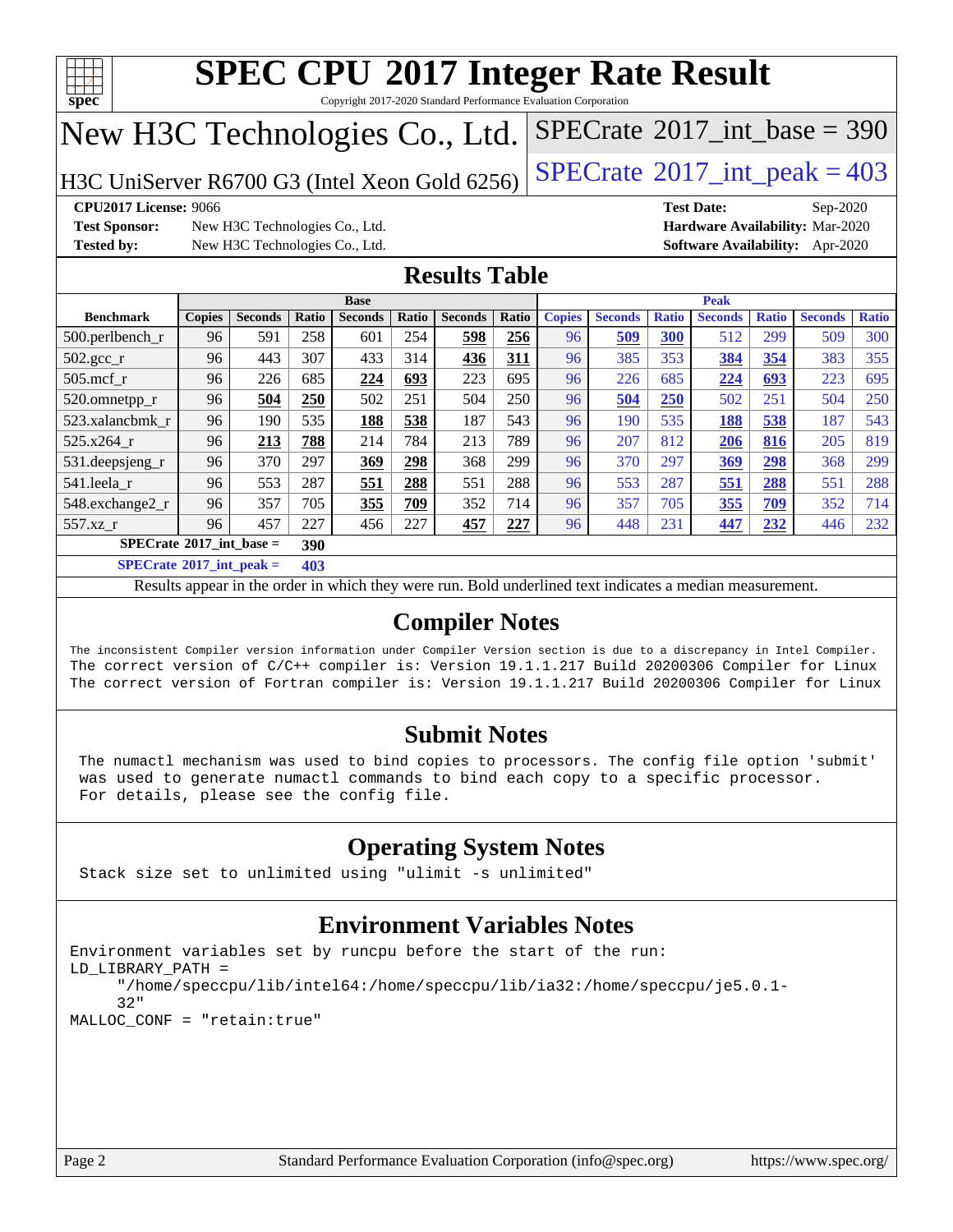# SPEC CPU 2017 Integer Rate Result

Copyright 2017-2020 Standard Performance Evaluation Corporation

## New H3C Technologies Co., Ltd.

H3C UniServer R6700 G3 (Intel Xeon Gold 6256)

SPECrate 2017_int_base = 390

SPECrate 2017_int_peak = 403

**CPU2017 License:** 9066
**Test Sponsor:** New H3C Technologies Co., Ltd.
**Tested by:** New H3C Technologies Co., Ltd.
**Test Date:** Sep-2020
**Hardware Availability:** Mar-2020
**Software Availability:** Apr-2020

## Results Table

| | Base | | | | | | | | Peak | | | | | | | |
|---|---|---|---|---|---|---|---|---|---|---|---|---|---|---|---|---|
| **Benchmark** | **Copies** | **Seconds** | **Ratio** | **Seconds** | **Ratio** | **Seconds** | **Ratio** | | **Copies** | **Seconds** | **Ratio** | **Seconds** | **Ratio** | **Seconds** | **Ratio** |
| 500.perlbench_r | 96 | 591 | 258 | 601 | 254 | **598** | **256** | | 96 | **509** | **300** | 512 | 299 | 509 | 300 |
| 502.gcc_r | 96 | 443 | 307 | 433 | 314 | **436** | **311** | | 96 | 385 | 353 | **384** | **354** | 383 | 355 |
| 505.mcf_r | 96 | 226 | 685 | **224** | **693** | 223 | 695 | | 96 | 226 | 685 | **224** | **693** | 223 | 695 |
| 520.omnetpp_r | 96 | **504** | **250** | 502 | 251 | 504 | 250 | | 96 | **504** | **250** | 502 | 251 | 504 | 250 |
| 523.xalancbmk_r | 96 | 190 | 535 | **188** | **538** | 187 | 543 | | 96 | 190 | 535 | **188** | **538** | 187 | 543 |
| 525.x264_r | 96 | **213** | **788** | 214 | 784 | 213 | 789 | | 96 | 207 | 812 | **206** | **816** | 205 | 819 |
| 531.deepsjeng_r | 96 | 370 | 297 | **369** | **298** | 368 | 299 | | 96 | 370 | 297 | **369** | **298** | 368 | 299 |
| 541.leela_r | 96 | 553 | 287 | **551** | **288** | 551 | 288 | | 96 | 553 | 287 | **551** | **288** | 551 | 288 |
| 548.exchange2_r | 96 | 357 | 705 | **355** | **709** | 352 | 714 | | 96 | 357 | 705 | **355** | **709** | 352 | 714 |
| 557.xz_r | 96 | 457 | 227 | 456 | 227 | **457** | **227** | | 96 | 448 | 231 | **447** | **232** | 446 | 232 |

**SPECrate 2017_int_base = 390**

**SPECrate 2017_int_peak = 403**

Results appear in the order in which they were run. Bold underlined text indicates a median measurement.

## Compiler Notes

```
The inconsistent Compiler version information under Compiler Version section is due to a discrepancy in Intel Compiler.
The correct version of C/C++ compiler is: Version 19.1.1.217 Build 20200306 Compiler for Linux
The correct version of Fortran compiler is: Version 19.1.1.217 Build 20200306 Compiler for Linux
```

## Submit Notes

```
The numactl mechanism was used to bind copies to processors. The config file option 'submit'
was used to generate numactl commands to bind each copy to a specific processor.
For details, please see the config file.
```

## Operating System Notes

```
Stack size set to unlimited using "ulimit -s unlimited"
```

## Environment Variables Notes

```
Environment variables set by runcpu before the start of the run:
LD_LIBRARY_PATH =
     "/home/speccpu/lib/intel64:/home/speccpu/lib/ia32:/home/speccpu/je5.0.1-
     32"
MALLOC_CONF = "retain:true"
```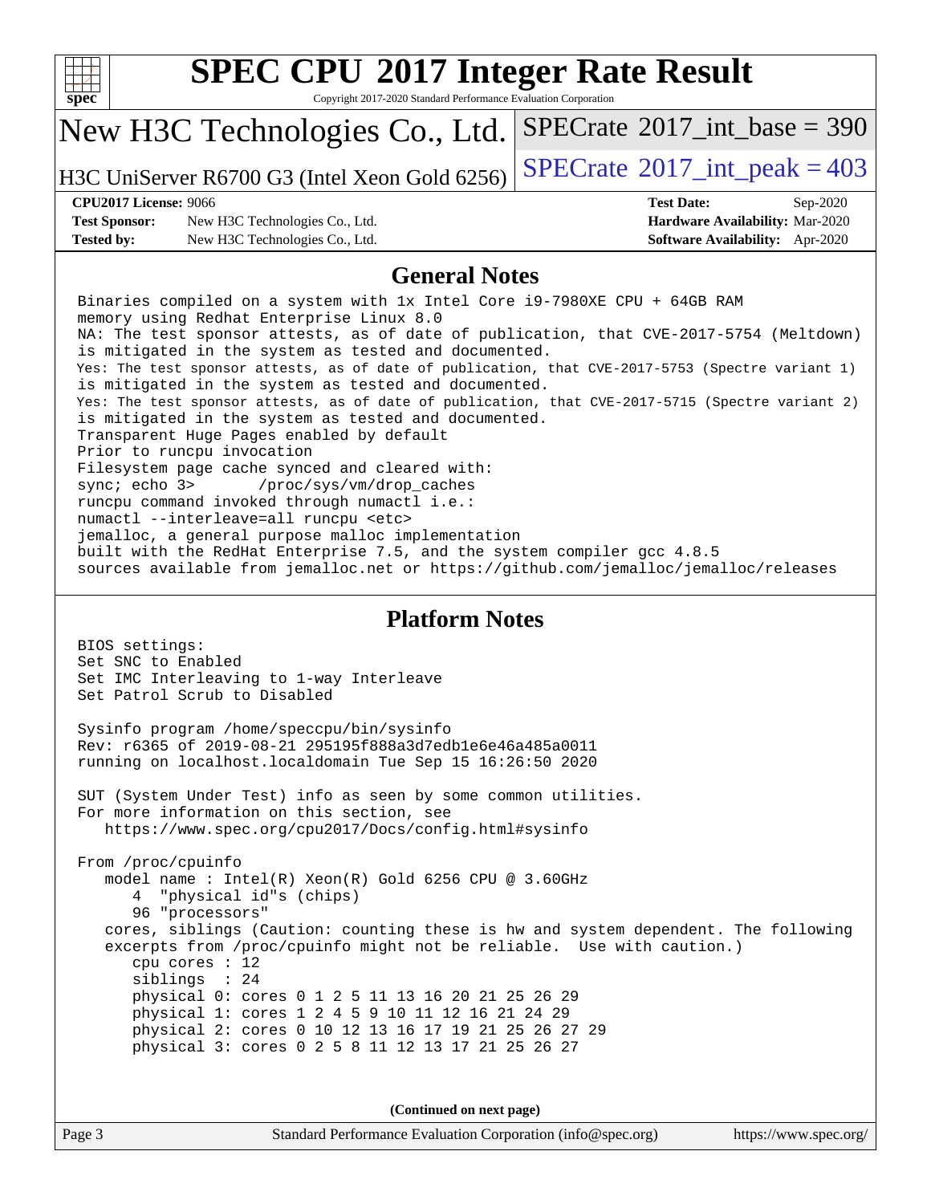## General Notes

```
Binaries compiled on a system with 1x Intel Core i9-7980XE CPU + 64GB RAM
memory using Redhat Enterprise Linux 8.0
NA: The test sponsor attests, as of date of publication, that CVE-2017-5754 (Meltdown)
is mitigated in the system as tested and documented.
Yes: The test sponsor attests, as of date of publication, that CVE-2017-5753 (Spectre variant 1)
is mitigated in the system as tested and documented.
Yes: The test sponsor attests, as of date of publication, that CVE-2017-5715 (Spectre variant 2)
is mitigated in the system as tested and documented.
Transparent Huge Pages enabled by default
Prior to runcpu invocation
Filesystem page cache synced and cleared with:
sync; echo 3>       /proc/sys/vm/drop_caches
runcpu command invoked through numactl i.e.:
numactl --interleave=all runcpu <etc>
jemalloc, a general purpose malloc implementation
built with the RedHat Enterprise 7.5, and the system compiler gcc 4.8.5
sources available from jemalloc.net or https://github.com/jemalloc/jemalloc/releases
```

## Platform Notes

```
BIOS settings:
Set SNC to Enabled
Set IMC Interleaving to 1-way Interleave
Set Patrol Scrub to Disabled

Sysinfo program /home/speccpu/bin/sysinfo
Rev: r6365 of 2019-08-21 295195f888a3d7edb1e6e46a485a0011
running on localhost.localdomain Tue Sep 15 16:26:50 2020

SUT (System Under Test) info as seen by some common utilities.
For more information on this section, see
   https://www.spec.org/cpu2017/Docs/config.html#sysinfo

From /proc/cpuinfo
   model name : Intel(R) Xeon(R) Gold 6256 CPU @ 3.60GHz
      4  "physical id"s (chips)
      96 "processors"
   cores, siblings (Caution: counting these is hw and system dependent. The following
   excerpts from /proc/cpuinfo might not be reliable.  Use with caution.)
      cpu cores : 12
      siblings  : 24
      physical 0: cores 0 1 2 5 11 13 16 20 21 25 26 29
      physical 1: cores 1 2 4 5 9 10 11 12 16 21 24 29
      physical 2: cores 0 10 12 13 16 17 19 21 25 26 27 29
      physical 3: cores 0 2 5 8 11 12 13 17 21 25 26 27
```

**(Continued on next page)**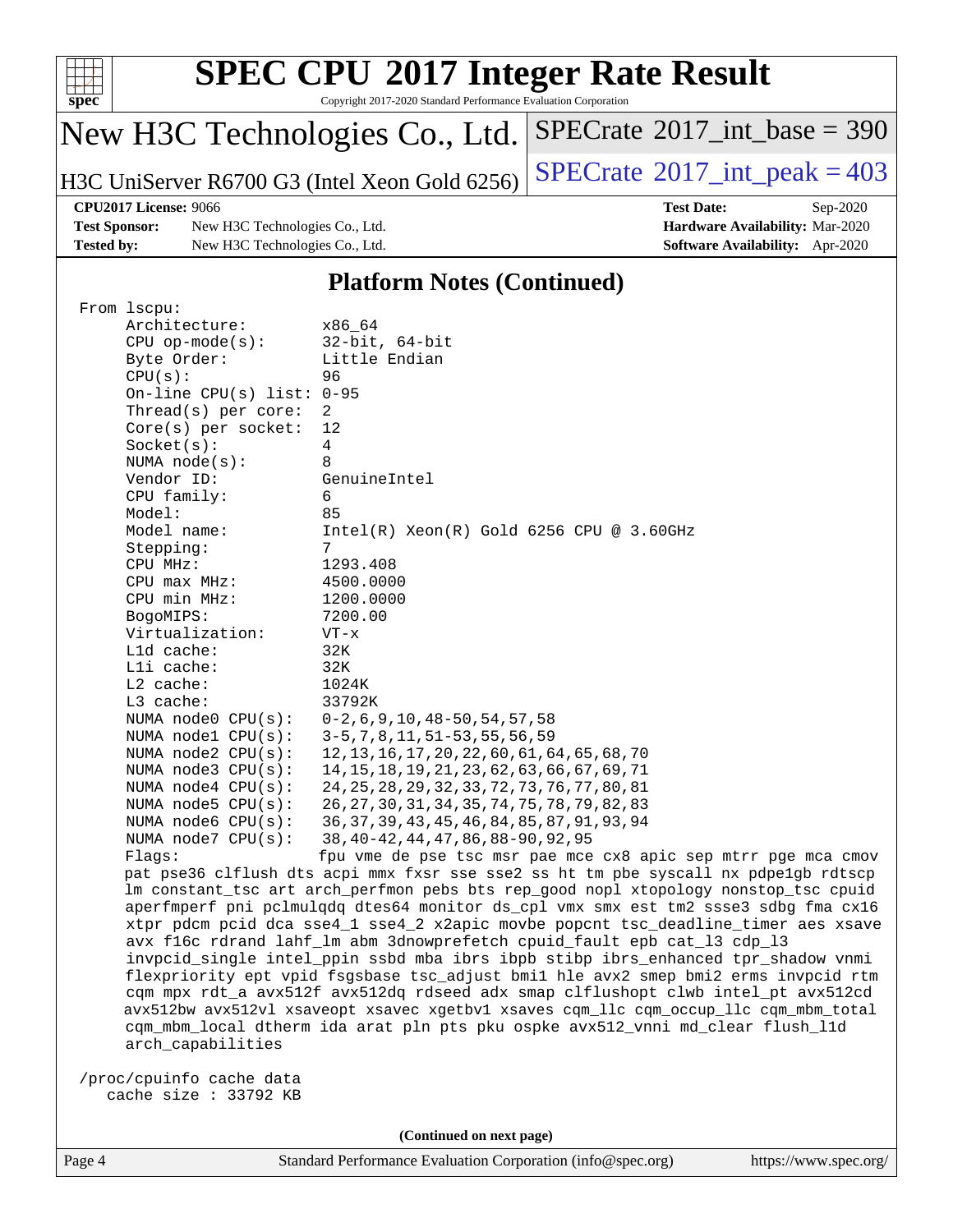# SPEC CPU 2017 Integer Rate Result

Copyright 2017-2020 Standard Performance Evaluation Corporation

## New H3C Technologies Co., Ltd.

H3C UniServer R6700 G3 (Intel Xeon Gold 6256)

SPECrate 2017_int_base = 390

SPECrate 2017_int_peak = 403

**CPU2017 License:** 9066
**Test Sponsor:** New H3C Technologies Co., Ltd.
**Tested by:** New H3C Technologies Co., Ltd.
**Test Date:** Sep-2020
**Hardware Availability:** Mar-2020
**Software Availability:** Apr-2020

## Platform Notes (Continued)

```
From lscpu:
     Architecture:        x86_64
     CPU op-mode(s):      32-bit, 64-bit
     Byte Order:          Little Endian
     CPU(s):              96
     On-line CPU(s) list: 0-95
     Thread(s) per core:  2
     Core(s) per socket:  12
     Socket(s):           4
     NUMA node(s):        8
     Vendor ID:           GenuineIntel
     CPU family:          6
     Model:               85
     Model name:          Intel(R) Xeon(R) Gold 6256 CPU @ 3.60GHz
     Stepping:            7
     CPU MHz:             1293.408
     CPU max MHz:         4500.0000
     CPU min MHz:         1200.0000
     BogoMIPS:            7200.00
     Virtualization:      VT-x
     L1d cache:           32K
     L1i cache:           32K
     L2 cache:            1024K
     L3 cache:            33792K
     NUMA node0 CPU(s):   0-2,6,9,10,48-50,54,57,58
     NUMA node1 CPU(s):   3-5,7,8,11,51-53,55,56,59
     NUMA node2 CPU(s):   12,13,16,17,20,22,60,61,64,65,68,70
     NUMA node3 CPU(s):   14,15,18,19,21,23,62,63,66,67,69,71
     NUMA node4 CPU(s):   24,25,28,29,32,33,72,73,76,77,80,81
     NUMA node5 CPU(s):   26,27,30,31,34,35,74,75,78,79,82,83
     NUMA node6 CPU(s):   36,37,39,43,45,46,84,85,87,91,93,94
     NUMA node7 CPU(s):   38,40-42,44,47,86,88-90,92,95
     Flags:               fpu vme de pse tsc msr pae mce cx8 apic sep mtrr pge mca cmov
     pat pse36 clflush dts acpi mmx fxsr sse sse2 ss ht tm pbe syscall nx pdpe1gb rdtscp
     lm constant_tsc art arch_perfmon pebs bts rep_good nopl xtopology nonstop_tsc cpuid
     aperfmperf pni pclmulqdq dtes64 monitor ds_cpl vmx smx est tm2 ssse3 sdbg fma cx16
     xtpr pdcm pcid dca sse4_1 sse4_2 x2apic movbe popcnt tsc_deadline_timer aes xsave
     avx f16c rdrand lahf_lm abm 3dnowprefetch cpuid_fault epb cat_l3 cdp_l3
     invpcid_single intel_ppin ssbd mba ibrs ibpb stibp ibrs_enhanced tpr_shadow vnmi
     flexpriority ept vpid fsgsbase tsc_adjust bmi1 hle avx2 smep bmi2 erms invpcid rtm
     cqm mpx rdt_a avx512f avx512dq rdseed adx smap clflushopt clwb intel_pt avx512cd
     avx512bw avx512vl xsaveopt xsavec xgetbv1 xsaves cqm_llc cqm_occup_llc cqm_mbm_total
     cqm_mbm_local dtherm ida arat pln pts pku ospke avx512_vnni md_clear flush_l1d
     arch_capabilities

 /proc/cpuinfo cache data
    cache size : 33792 KB
```

(Continued on next page)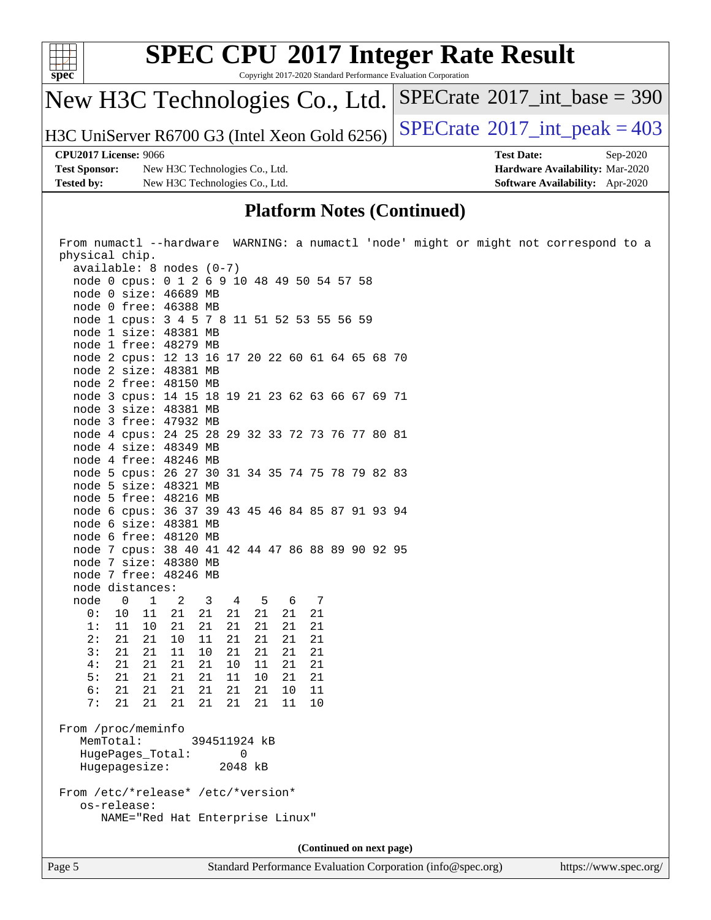## Platform Notes (Continued)

```
From numactl --hardware  WARNING: a numactl 'node' might or might not correspond to a
physical chip.
  available: 8 nodes (0-7)
  node 0 cpus: 0 1 2 6 9 10 48 49 50 54 57 58
  node 0 size: 46689 MB
  node 0 free: 46388 MB
  node 1 cpus: 3 4 5 7 8 11 51 52 53 55 56 59
  node 1 size: 48381 MB
  node 1 free: 48279 MB
  node 2 cpus: 12 13 16 17 20 22 60 61 64 65 68 70
  node 2 size: 48381 MB
  node 2 free: 48150 MB
  node 3 cpus: 14 15 18 19 21 23 62 63 66 67 69 71
  node 3 size: 48381 MB
  node 3 free: 47932 MB
  node 4 cpus: 24 25 28 29 32 33 72 73 76 77 80 81
  node 4 size: 48349 MB
  node 4 free: 48246 MB
  node 5 cpus: 26 27 30 31 34 35 74 75 78 79 82 83
  node 5 size: 48321 MB
  node 5 free: 48216 MB
  node 6 cpus: 36 37 39 43 45 46 84 85 87 91 93 94
  node 6 size: 48381 MB
  node 6 free: 48120 MB
  node 7 cpus: 38 40 41 42 44 47 86 88 89 90 92 95
  node 7 size: 48380 MB
  node 7 free: 48246 MB
  node distances:
  node   0   1   2   3   4   5   6   7
    0:  10  11  21  21  21  21  21  21
    1:  11  10  21  21  21  21  21  21
    2:  21  21  10  11  21  21  21  21
    3:  21  21  11  10  21  21  21  21
    4:  21  21  21  21  10  11  21  21
    5:  21  21  21  21  11  10  21  21
    6:  21  21  21  21  21  21  10  11
    7:  21  21  21  21  21  21  11  10

From /proc/meminfo
   MemTotal:       394511924 kB
   HugePages_Total:       0
   Hugepagesize:       2048 kB

From /etc/*release* /etc/*version*
   os-release:
      NAME="Red Hat Enterprise Linux"
```

**(Continued on next page)**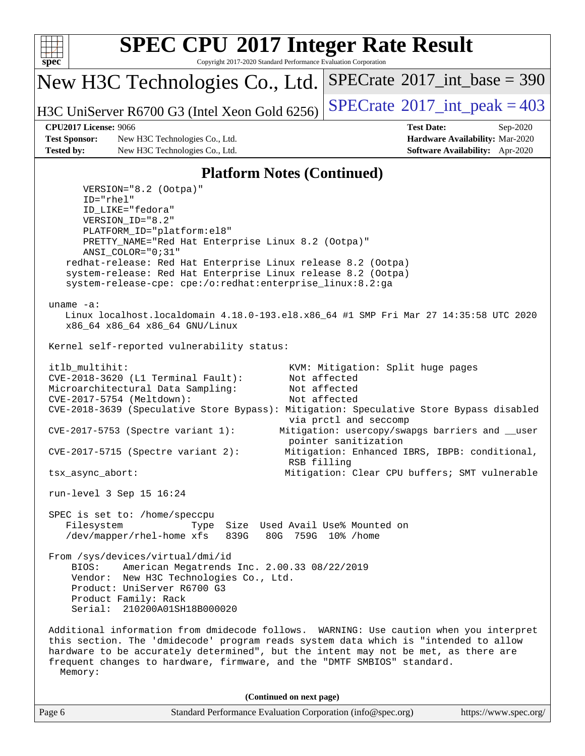## Platform Notes (Continued)

```
      VERSION="8.2 (Ootpa)"
      ID="rhel"
      ID_LIKE="fedora"
      VERSION_ID="8.2"
      PLATFORM_ID="platform:el8"
      PRETTY_NAME="Red Hat Enterprise Linux 8.2 (Ootpa)"
      ANSI_COLOR="0;31"
   redhat-release: Red Hat Enterprise Linux release 8.2 (Ootpa)
   system-release: Red Hat Enterprise Linux release 8.2 (Ootpa)
   system-release-cpe: cpe:/o:redhat:enterprise_linux:8.2:ga

uname -a:
   Linux localhost.localdomain 4.18.0-193.el8.x86_64 #1 SMP Fri Mar 27 14:35:58 UTC 2020
   x86_64 x86_64 x86_64 GNU/Linux

Kernel self-reported vulnerability status:

itlb_multihit:                                   KVM: Mitigation: Split huge pages
CVE-2018-3620 (L1 Terminal Fault):               Not affected
Microarchitectural Data Sampling:                Not affected
CVE-2017-5754 (Meltdown):                        Not affected
CVE-2018-3639 (Speculative Store Bypass): Mitigation: Speculative Store Bypass disabled
                                                 via prctl and seccomp
CVE-2017-5753 (Spectre variant 1):             Mitigation: usercopy/swapgs barriers and __user
                                                 pointer sanitization
CVE-2017-5715 (Spectre variant 2):              Mitigation: Enhanced IBRS, IBPB: conditional,
                                                 RSB filling
tsx_async_abort:                                Mitigation: Clear CPU buffers; SMT vulnerable

run-level 3 Sep 15 16:24

SPEC is set to: /home/speccpu
   Filesystem            Type  Size  Used Avail Use% Mounted on
   /dev/mapper/rhel-home xfs   839G   80G  759G  10% /home

From /sys/devices/virtual/dmi/id
    BIOS:    American Megatrends Inc. 2.00.33 08/22/2019
    Vendor:  New H3C Technologies Co., Ltd.
    Product: UniServer R6700 G3
    Product Family: Rack
    Serial:  210200A01SH18B000020

Additional information from dmidecode follows.  WARNING: Use caution when you interpret
this section. The 'dmidecode' program reads system data which is "intended to allow
hardware to be accurately determined", but the intent may not be met, as there are
frequent changes to hardware, firmware, and the "DMTF SMBIOS" standard.
  Memory:
```

(Continued on next page)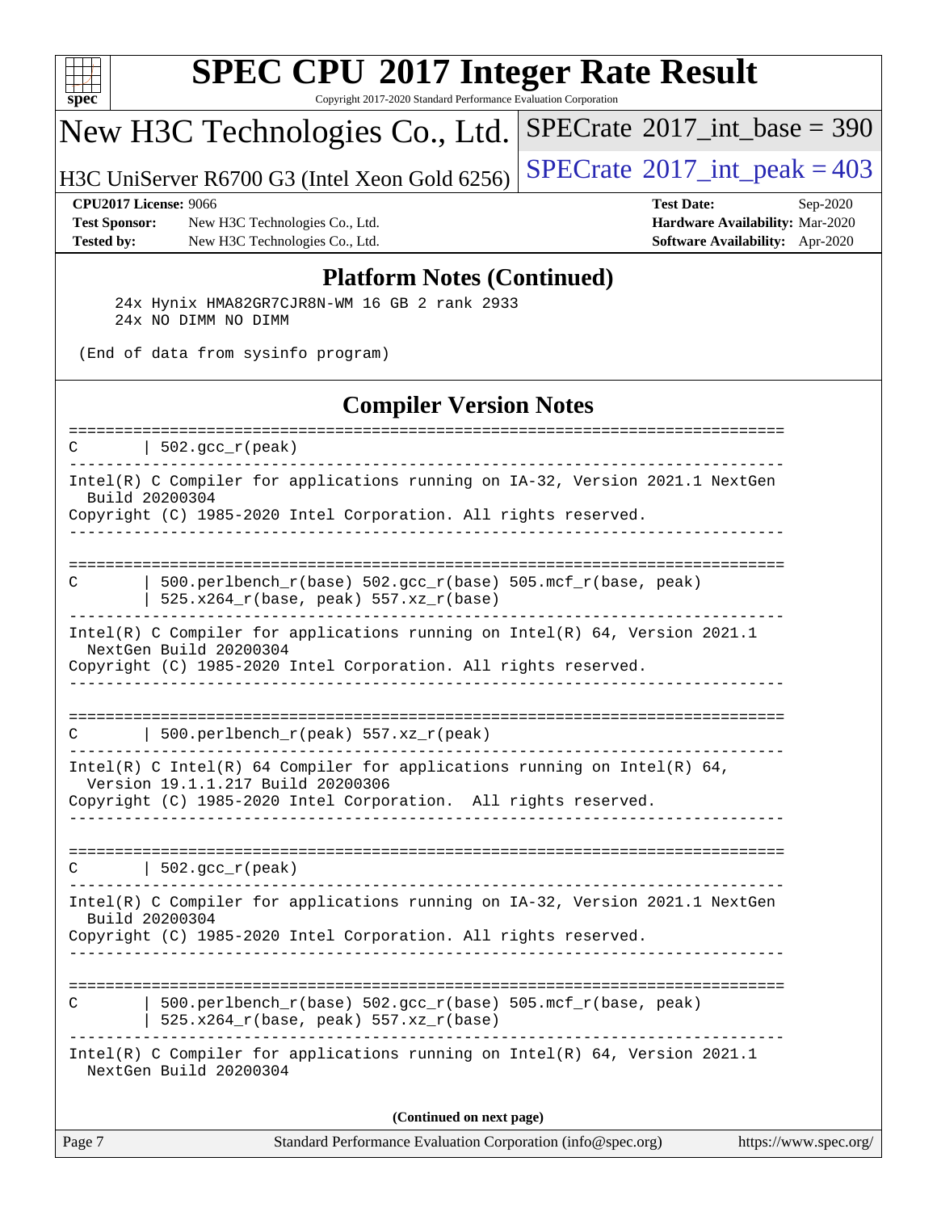## Platform Notes (Continued)

```
     24x Hynix HMA82GR7CJR8N-WM 16 GB 2 rank 2933
     24x NO DIMM NO DIMM

 (End of data from sysinfo program)
```

## Compiler Version Notes

```
==============================================================================
C       | 502.gcc_r(peak)
------------------------------------------------------------------------------
Intel(R) C Compiler for applications running on IA-32, Version 2021.1 NextGen
  Build 20200304
Copyright (C) 1985-2020 Intel Corporation. All rights reserved.
------------------------------------------------------------------------------

==============================================================================
C       | 500.perlbench_r(base) 502.gcc_r(base) 505.mcf_r(base, peak)
        | 525.x264_r(base, peak) 557.xz_r(base)
------------------------------------------------------------------------------
Intel(R) C Compiler for applications running on Intel(R) 64, Version 2021.1
  NextGen Build 20200304
Copyright (C) 1985-2020 Intel Corporation. All rights reserved.
------------------------------------------------------------------------------

==============================================================================
C       | 500.perlbench_r(peak) 557.xz_r(peak)
------------------------------------------------------------------------------
Intel(R) C Intel(R) 64 Compiler for applications running on Intel(R) 64,
  Version 19.1.1.217 Build 20200306
Copyright (C) 1985-2020 Intel Corporation.  All rights reserved.
------------------------------------------------------------------------------

==============================================================================
C       | 502.gcc_r(peak)
------------------------------------------------------------------------------
Intel(R) C Compiler for applications running on IA-32, Version 2021.1 NextGen
  Build 20200304
Copyright (C) 1985-2020 Intel Corporation. All rights reserved.
------------------------------------------------------------------------------

==============================================================================
C       | 500.perlbench_r(base) 502.gcc_r(base) 505.mcf_r(base, peak)
        | 525.x264_r(base, peak) 557.xz_r(base)
------------------------------------------------------------------------------
Intel(R) C Compiler for applications running on Intel(R) 64, Version 2021.1
  NextGen Build 20200304
```

(Continued on next page)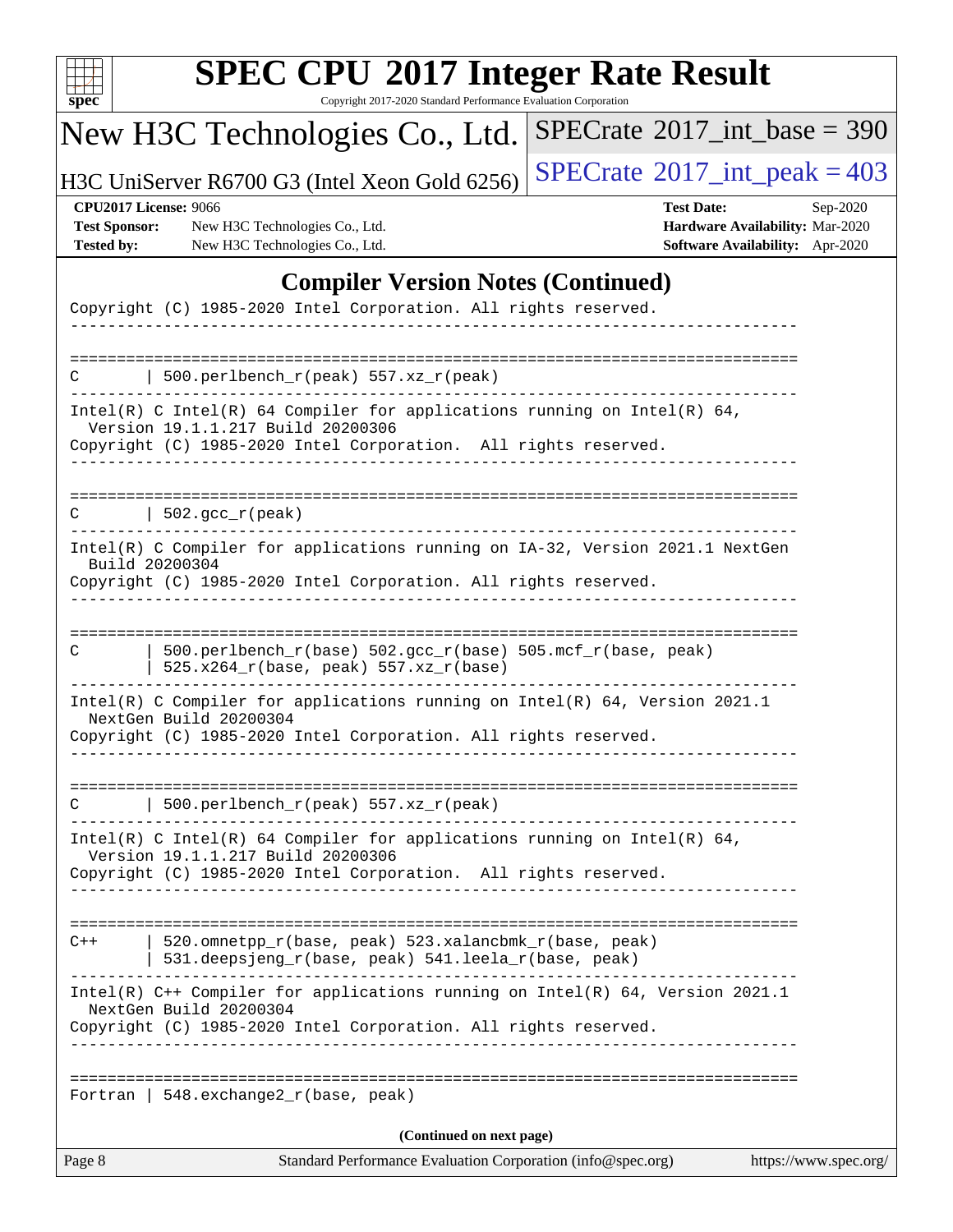## Compiler Version Notes (Continued)

```
Copyright (C) 1985-2020 Intel Corporation. All rights reserved.
------------------------------------------------------------------------------

==============================================================================
C       | 500.perlbench_r(peak) 557.xz_r(peak)
------------------------------------------------------------------------------
Intel(R) C Intel(R) 64 Compiler for applications running on Intel(R) 64,
  Version 19.1.1.217 Build 20200306
Copyright (C) 1985-2020 Intel Corporation.  All rights reserved.
------------------------------------------------------------------------------

==============================================================================
C       | 502.gcc_r(peak)
------------------------------------------------------------------------------
Intel(R) C Compiler for applications running on IA-32, Version 2021.1 NextGen
  Build 20200304
Copyright (C) 1985-2020 Intel Corporation. All rights reserved.
------------------------------------------------------------------------------

==============================================================================
C       | 500.perlbench_r(base) 502.gcc_r(base) 505.mcf_r(base, peak)
        | 525.x264_r(base, peak) 557.xz_r(base)
------------------------------------------------------------------------------
Intel(R) C Compiler for applications running on Intel(R) 64, Version 2021.1
  NextGen Build 20200304
Copyright (C) 1985-2020 Intel Corporation. All rights reserved.
------------------------------------------------------------------------------

==============================================================================
C       | 500.perlbench_r(peak) 557.xz_r(peak)
------------------------------------------------------------------------------
Intel(R) C Intel(R) 64 Compiler for applications running on Intel(R) 64,
  Version 19.1.1.217 Build 20200306
Copyright (C) 1985-2020 Intel Corporation.  All rights reserved.
------------------------------------------------------------------------------

==============================================================================
C++     | 520.omnetpp_r(base, peak) 523.xalancbmk_r(base, peak)
        | 531.deepsjeng_r(base, peak) 541.leela_r(base, peak)
------------------------------------------------------------------------------
Intel(R) C++ Compiler for applications running on Intel(R) 64, Version 2021.1
  NextGen Build 20200304
Copyright (C) 1985-2020 Intel Corporation. All rights reserved.
------------------------------------------------------------------------------

==============================================================================
Fortran | 548.exchange2_r(base, peak)
```

**(Continued on next page)**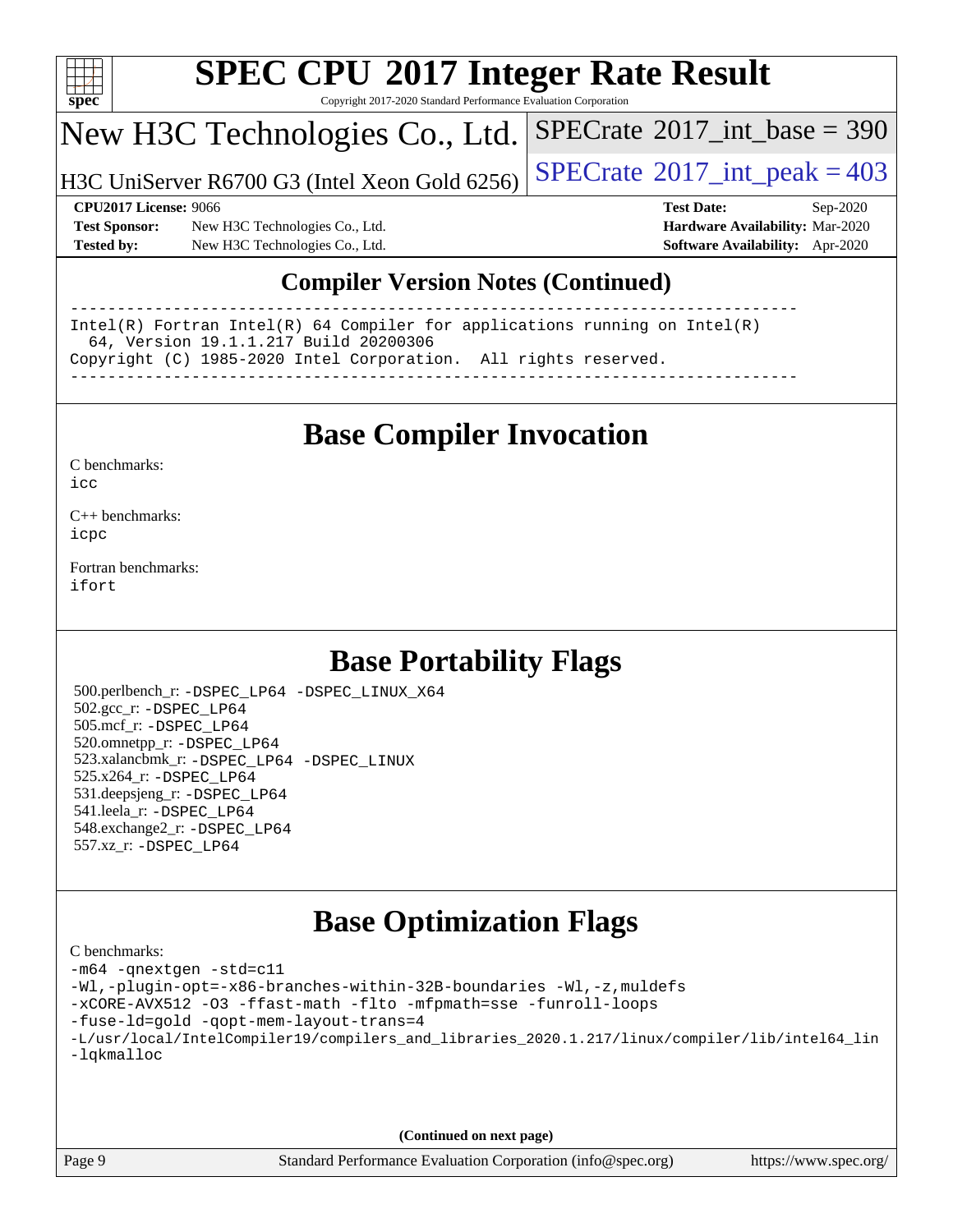# SPEC CPU 2017 Integer Rate Result

Copyright 2017-2020 Standard Performance Evaluation Corporation

## New H3C Technologies Co., Ltd.

H3C UniServer R6700 G3 (Intel Xeon Gold 6256)

SPECrate 2017_int_base = 390

SPECrate 2017_int_peak = 403

**CPU2017 License:** 9066
**Test Sponsor:** New H3C Technologies Co., Ltd.
**Tested by:** New H3C Technologies Co., Ltd.

**Test Date:** Sep-2020
**Hardware Availability:** Mar-2020
**Software Availability:** Apr-2020

## Compiler Version Notes (Continued)

```
==============================================================================
Intel(R) Fortran Intel(R) 64 Compiler for applications running on Intel(R)
  64, Version 19.1.1.217 Build 20200306
Copyright (C) 1985-2020 Intel Corporation.  All rights reserved.
------------------------------------------------------------------------------
```

## Base Compiler Invocation

C benchmarks:
`icc`

C++ benchmarks:
`icpc`

Fortran benchmarks:
`ifort`

## Base Portability Flags

500.perlbench_r: `-DSPEC_LP64 -DSPEC_LINUX_X64`
502.gcc_r: `-DSPEC_LP64`
505.mcf_r: `-DSPEC_LP64`
520.omnetpp_r: `-DSPEC_LP64`
523.xalancbmk_r: `-DSPEC_LP64 -DSPEC_LINUX`
525.x264_r: `-DSPEC_LP64`
531.deepsjeng_r: `-DSPEC_LP64`
541.leela_r: `-DSPEC_LP64`
548.exchange2_r: `-DSPEC_LP64`
557.xz_r: `-DSPEC_LP64`

## Base Optimization Flags

C benchmarks:

```
-m64 -qnextgen -std=c11
-Wl,-plugin-opt=-x86-branches-within-32B-boundaries -Wl,-z,muldefs
-xCORE-AVX512 -O3 -ffast-math -flto -mfpmath=sse -funroll-loops
-fuse-ld=gold -qopt-mem-layout-trans=4
-L/usr/local/IntelCompiler19/compilers_and_libraries_2020.1.217/linux/compiler/lib/intel64_lin
-lqkmalloc
```

**(Continued on next page)**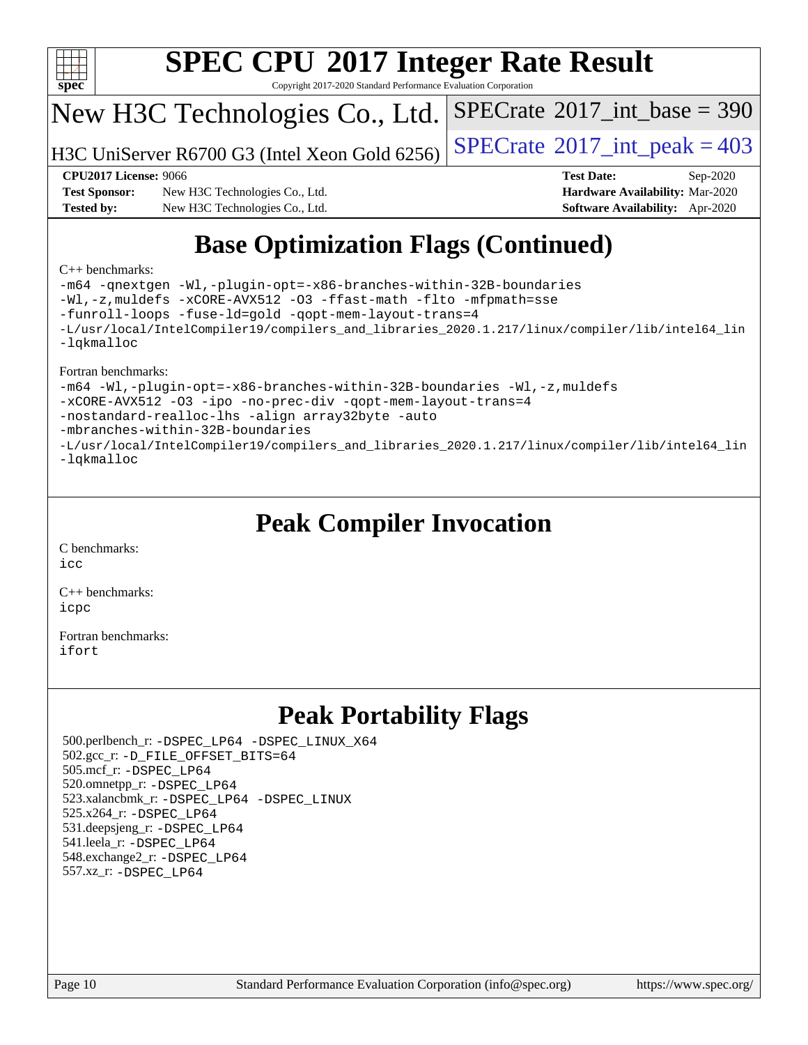# Base Optimization Flags (Continued)

C++ benchmarks:

```
-m64 -qnextgen -Wl,-plugin-opt=-x86-branches-within-32B-boundaries
-Wl,-z,muldefs -xCORE-AVX512 -O3 -ffast-math -flto -mfpmath=sse
-funroll-loops -fuse-ld=gold -qopt-mem-layout-trans=4
-L/usr/local/IntelCompiler19/compilers_and_libraries_2020.1.217/linux/compiler/lib/intel64_lin
-lqkmalloc
```

Fortran benchmarks:

```
-m64 -Wl,-plugin-opt=-x86-branches-within-32B-boundaries -Wl,-z,muldefs
-xCORE-AVX512 -O3 -ipo -no-prec-div -qopt-mem-layout-trans=4
-nostandard-realloc-lhs -align array32byte -auto
-mbranches-within-32B-boundaries
-L/usr/local/IntelCompiler19/compilers_and_libraries_2020.1.217/linux/compiler/lib/intel64_lin
-lqkmalloc
```

# Peak Compiler Invocation

C benchmarks:
icc

C++ benchmarks:
icpc

Fortran benchmarks:
ifort

# Peak Portability Flags

500.perlbench_r: -DSPEC_LP64 -DSPEC_LINUX_X64
502.gcc_r: -D_FILE_OFFSET_BITS=64
505.mcf_r: -DSPEC_LP64
520.omnetpp_r: -DSPEC_LP64
523.xalancbmk_r: -DSPEC_LP64 -DSPEC_LINUX
525.x264_r: -DSPEC_LP64
531.deepsjeng_r: -DSPEC_LP64
541.leela_r: -DSPEC_LP64
548.exchange2_r: -DSPEC_LP64
557.xz_r: -DSPEC_LP64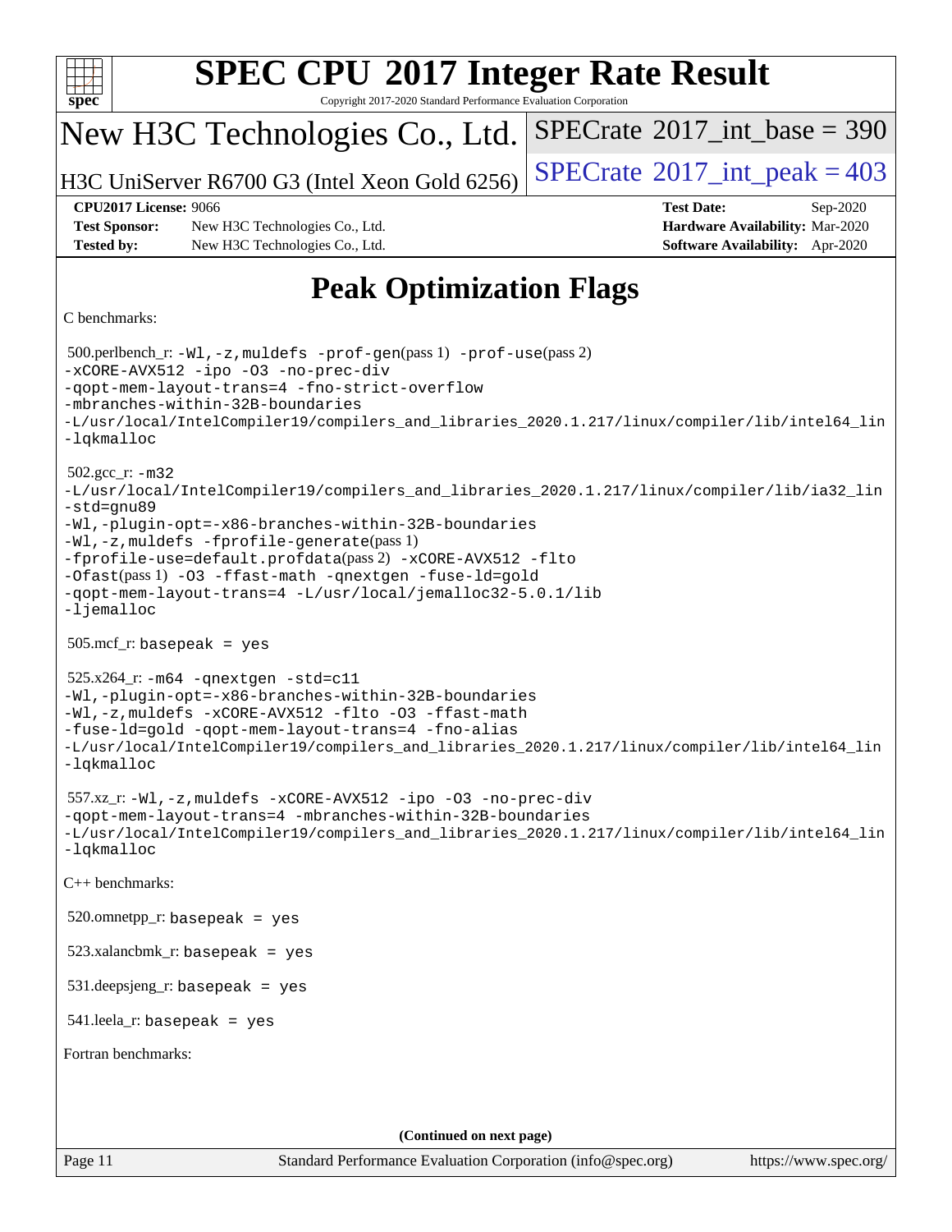# SPEC CPU 2017 Integer Rate Result

Copyright 2017-2020 Standard Performance Evaluation Corporation

## New H3C Technologies Co., Ltd.

H3C UniServer R6700 G3 (Intel Xeon Gold 6256)

SPECrate 2017_int_base = 390

SPECrate 2017_int_peak = 403

**CPU2017 License:** 9066
**Test Sponsor:** New H3C Technologies Co., Ltd.
**Tested by:** New H3C Technologies Co., Ltd.
**Test Date:** Sep-2020
**Hardware Availability:** Mar-2020
**Software Availability:** Apr-2020

# Peak Optimization Flags

C benchmarks:

500.perlbench_r: `-Wl,-z,muldefs -prof-gen`(pass 1) `-prof-use`(pass 2)
`-xCORE-AVX512 -ipo -O3 -no-prec-div`
`-qopt-mem-layout-trans=4 -fno-strict-overflow`
`-mbranches-within-32B-boundaries`
`-L/usr/local/IntelCompiler19/compilers_and_libraries_2020.1.217/linux/compiler/lib/intel64_lin`
`-lqkmalloc`

502.gcc_r: `-m32`
`-L/usr/local/IntelCompiler19/compilers_and_libraries_2020.1.217/linux/compiler/lib/ia32_lin`
`-std=gnu89`
`-Wl,-plugin-opt=-x86-branches-within-32B-boundaries`
`-Wl,-z,muldefs -fprofile-generate`(pass 1)
`-fprofile-use=default.profdata`(pass 2) `-xCORE-AVX512 -flto`
`-Ofast`(pass 1) `-O3 -ffast-math -qnextgen -fuse-ld=gold`
`-qopt-mem-layout-trans=4 -L/usr/local/jemalloc32-5.0.1/lib`
`-ljemalloc`

505.mcf_r: `basepeak = yes`

525.x264_r: `-m64 -qnextgen -std=c11`
`-Wl,-plugin-opt=-x86-branches-within-32B-boundaries`
`-Wl,-z,muldefs -xCORE-AVX512 -flto -O3 -ffast-math`
`-fuse-ld=gold -qopt-mem-layout-trans=4 -fno-alias`
`-L/usr/local/IntelCompiler19/compilers_and_libraries_2020.1.217/linux/compiler/lib/intel64_lin`
`-lqkmalloc`

557.xz_r: `-Wl,-z,muldefs -xCORE-AVX512 -ipo -O3 -no-prec-div`
`-qopt-mem-layout-trans=4 -mbranches-within-32B-boundaries`
`-L/usr/local/IntelCompiler19/compilers_and_libraries_2020.1.217/linux/compiler/lib/intel64_lin`
`-lqkmalloc`

C++ benchmarks:

520.omnetpp_r: `basepeak = yes`

523.xalancbmk_r: `basepeak = yes`

531.deepsjeng_r: `basepeak = yes`

541.leela_r: `basepeak = yes`

Fortran benchmarks:

**(Continued on next page)**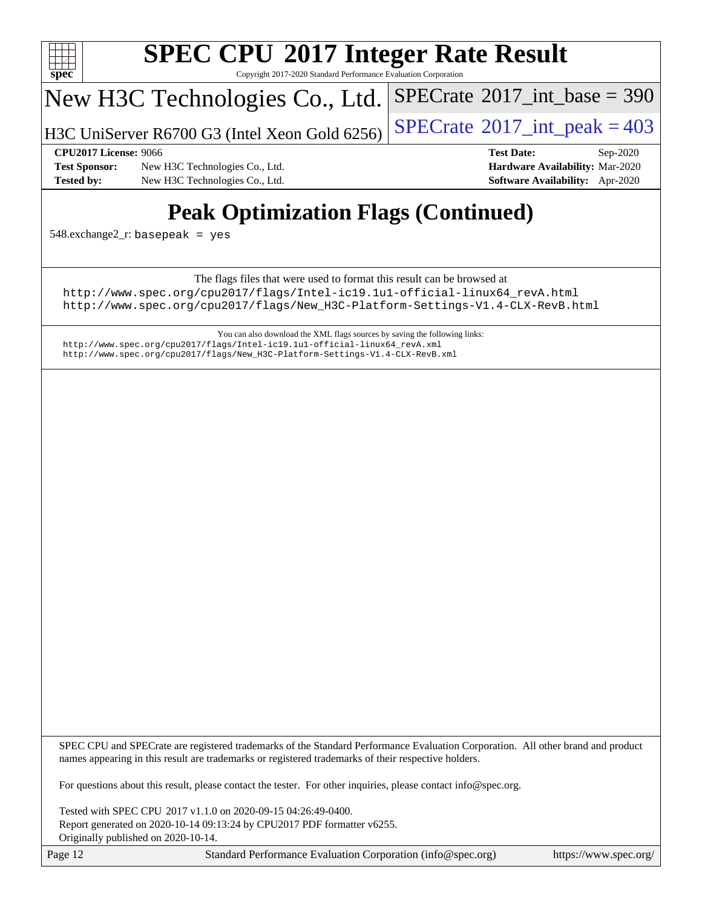# Peak Optimization Flags (Continued)

548.exchange2_r: basepeak = yes

The flags files that were used to format this result can be browsed at

http://www.spec.org/cpu2017/flags/Intel-ic19.1u1-official-linux64_revA.html
http://www.spec.org/cpu2017/flags/New_H3C-Platform-Settings-V1.4-CLX-RevB.html

You can also download the XML flags sources by saving the following links:

http://www.spec.org/cpu2017/flags/Intel-ic19.1u1-official-linux64_revA.xml
http://www.spec.org/cpu2017/flags/New_H3C-Platform-Settings-V1.4-CLX-RevB.xml

SPEC CPU and SPECrate are registered trademarks of the Standard Performance Evaluation Corporation. All other brand and product names appearing in this result are trademarks or registered trademarks of their respective holders.

For questions about this result, please contact the tester. For other inquiries, please contact info@spec.org.

Tested with SPEC CPU 2017 v1.1.0 on 2020-09-15 04:26:49-0400.
Report generated on 2020-10-14 09:13:24 by CPU2017 PDF formatter v6255.
Originally published on 2020-10-14.